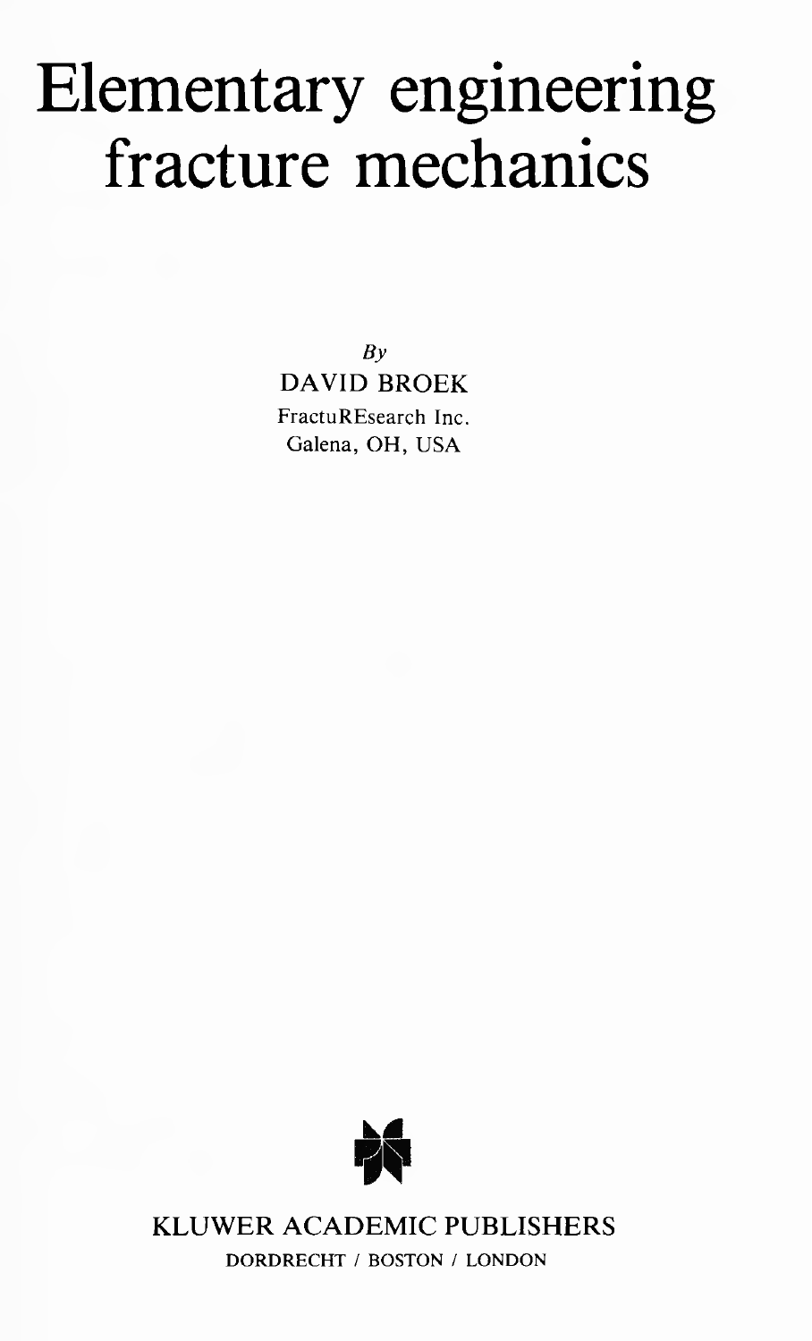# Elementary engineering fracture mechanics

*By*

DAVID BROEK

FractuREsearch Inc.
Galena, OH, USA

KLUWER ACADEMIC PUBLISHERS

DORDRECHT / BOSTON / LONDON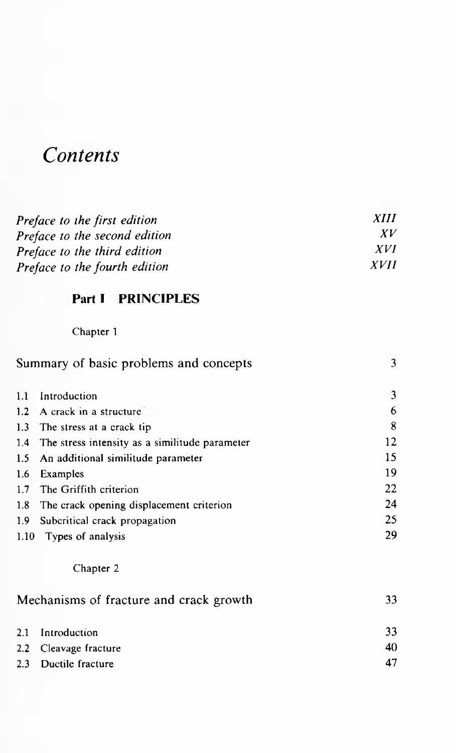# *Contents*

| | |
|---|---|
| *Preface to the first edition* | *XIII* |
| *Preface to the second edition* | *XV* |
| *Preface to the third edition* | *XVI* |
| *Preface to the fourth edition* | *XVII* |

## Part I PRINCIPLES

Chapter 1

### Summary of basic problems and concepts — 3

| | | |
|---|---|---|
| 1.1 | Introduction | 3 |
| 1.2 | A crack in a structure | 6 |
| 1.3 | The stress at a crack tip | 8 |
| 1.4 | The stress intensity as a similitude parameter | 12 |
| 1.5 | An additional similitude parameter | 15 |
| 1.6 | Examples | 19 |
| 1.7 | The Griffith criterion | 22 |
| 1.8 | The crack opening displacement criterion | 24 |
| 1.9 | Subcritical crack propagation | 25 |
| 1.10 | Types of analysis | 29 |

Chapter 2

### Mechanisms of fracture and crack growth — 33

| | | |
|---|---|---|
| 2.1 | Introduction | 33 |
| 2.2 | Cleavage fracture | 40 |
| 2.3 | Ductile fracture | 47 |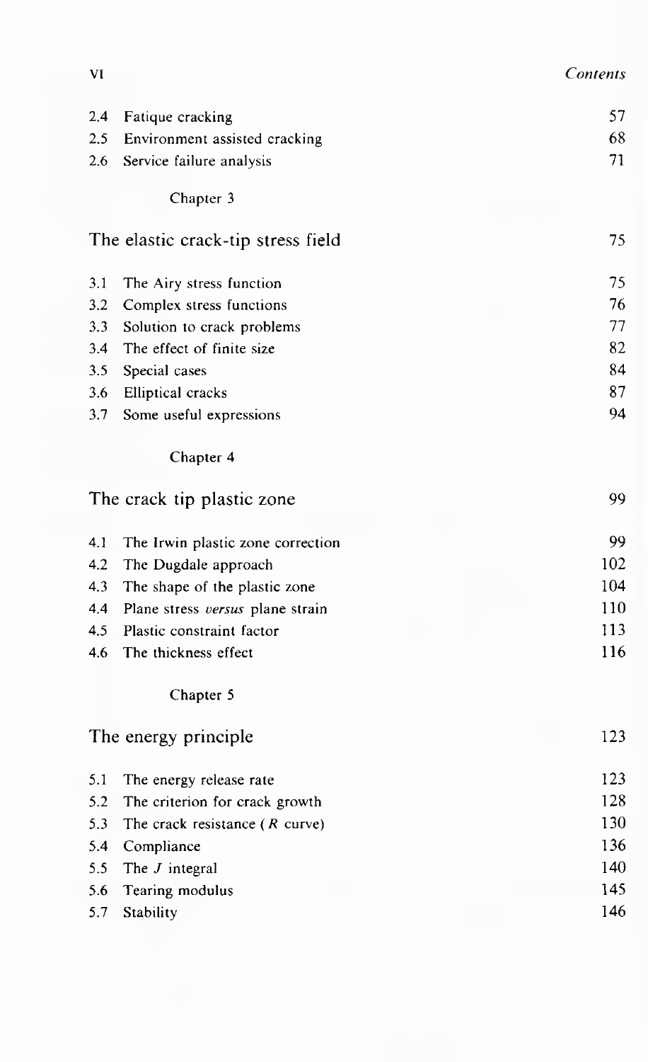| | | |
|---|---|---|
| 2.4 | Fatique cracking | 57 |
| 2.5 | Environment assisted cracking | 68 |
| 2.6 | Service failure analysis | 71 |

Chapter 3

## The elastic crack-tip stress field — 75

| | | |
|---|---|---|
| 3.1 | The Airy stress function | 75 |
| 3.2 | Complex stress functions | 76 |
| 3.3 | Solution to crack problems | 77 |
| 3.4 | The effect of finite size | 82 |
| 3.5 | Special cases | 84 |
| 3.6 | Elliptical cracks | 87 |
| 3.7 | Some useful expressions | 94 |

Chapter 4

## The crack tip plastic zone — 99

| | | |
|---|---|---|
| 4.1 | The Irwin plastic zone correction | 99 |
| 4.2 | The Dugdale approach | 102 |
| 4.3 | The shape of the plastic zone | 104 |
| 4.4 | Plane stress *versus* plane strain | 110 |
| 4.5 | Plastic constraint factor | 113 |
| 4.6 | The thickness effect | 116 |

Chapter 5

## The energy principle — 123

| | | |
|---|---|---|
| 5.1 | The energy release rate | 123 |
| 5.2 | The criterion for crack growth | 128 |
| 5.3 | The crack resistance ($R$ curve) | 130 |
| 5.4 | Compliance | 136 |
| 5.5 | The $J$ integral | 140 |
| 5.6 | Tearing modulus | 145 |
| 5.7 | Stability | 146 |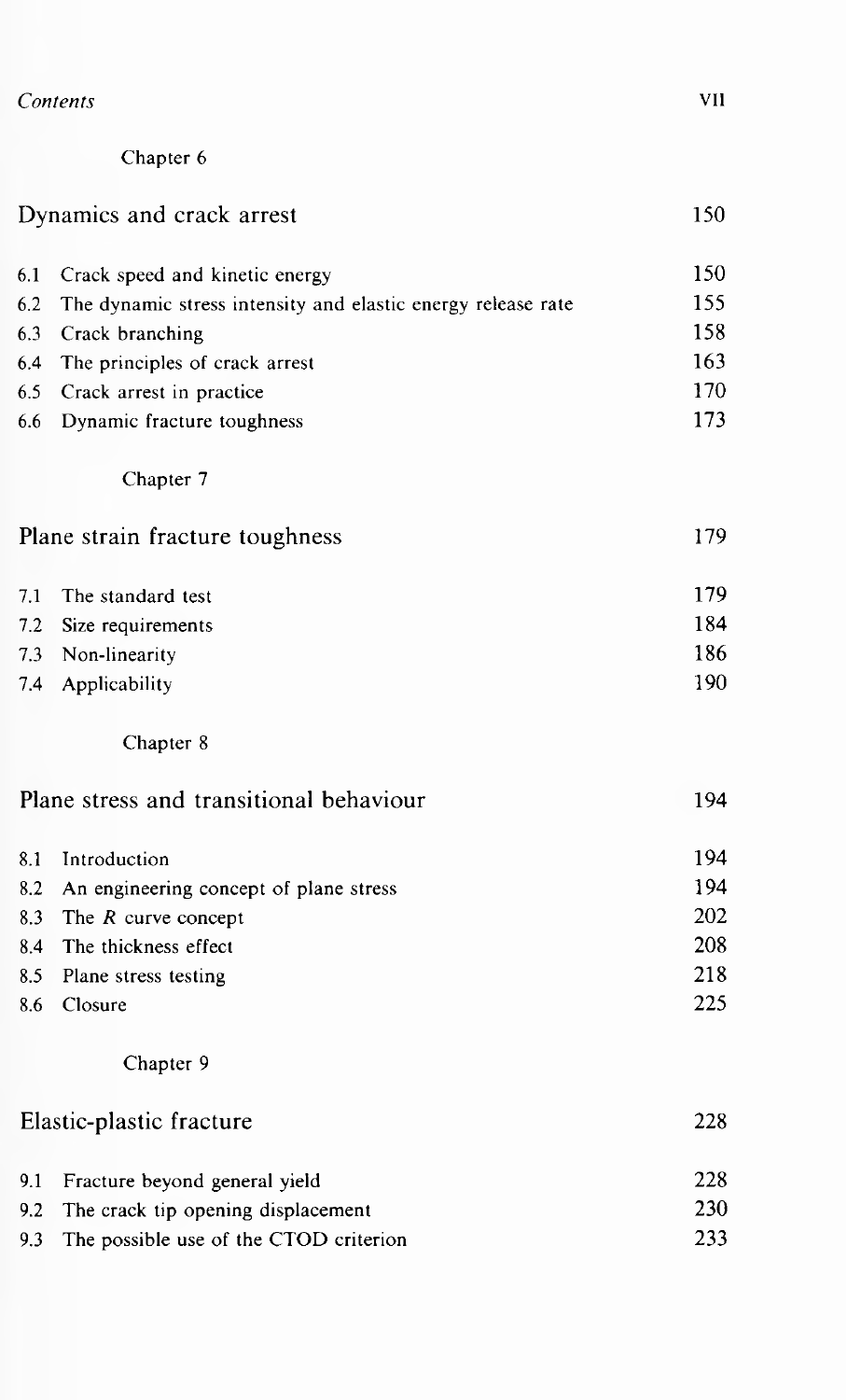Chapter 6

## Dynamics and crack arrest — 150

| | | |
|---|---|---|
| 6.1 | Crack speed and kinetic energy | 150 |
| 6.2 | The dynamic stress intensity and elastic energy release rate | 155 |
| 6.3 | Crack branching | 158 |
| 6.4 | The principles of crack arrest | 163 |
| 6.5 | Crack arrest in practice | 170 |
| 6.6 | Dynamic fracture toughness | 173 |

Chapter 7

## Plane strain fracture toughness — 179

| | | |
|---|---|---|
| 7.1 | The standard test | 179 |
| 7.2 | Size requirements | 184 |
| 7.3 | Non-linearity | 186 |
| 7.4 | Applicability | 190 |

Chapter 8

## Plane stress and transitional behaviour — 194

| | | |
|---|---|---|
| 8.1 | Introduction | 194 |
| 8.2 | An engineering concept of plane stress | 194 |
| 8.3 | The $R$ curve concept | 202 |
| 8.4 | The thickness effect | 208 |
| 8.5 | Plane stress testing | 218 |
| 8.6 | Closure | 225 |

Chapter 9

## Elastic-plastic fracture — 228

| | | |
|---|---|---|
| 9.1 | Fracture beyond general yield | 228 |
| 9.2 | The crack tip opening displacement | 230 |
| 9.3 | The possible use of the CTOD criterion | 233 |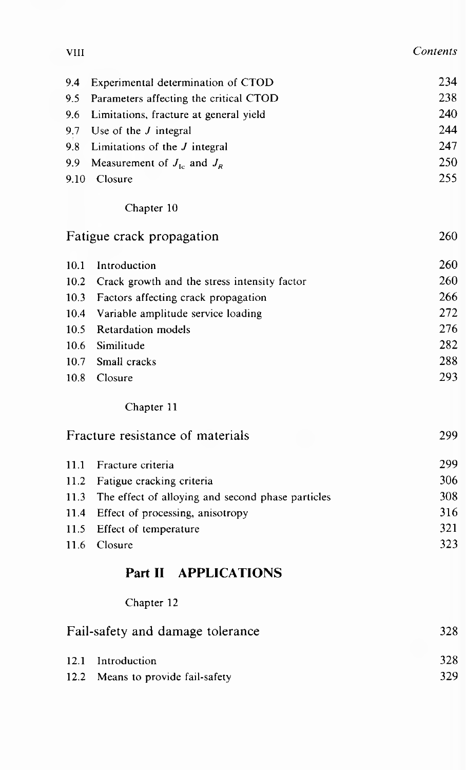| | | |
|---|---|---|
| 9.4 | Experimental determination of CTOD | 234 |
| 9.5 | Parameters affecting the critical CTOD | 238 |
| 9.6 | Limitations, fracture at general yield | 240 |
| 9.7 | Use of the $J$ integral | 244 |
| 9.8 | Limitations of the $J$ integral | 247 |
| 9.9 | Measurement of $J_{Ic}$ and $J_R$ | 250 |
| 9.10 | Closure | 255 |

Chapter 10

## Fatigue crack propagation — 260

| | | |
|---|---|---|
| 10.1 | Introduction | 260 |
| 10.2 | Crack growth and the stress intensity factor | 260 |
| 10.3 | Factors affecting crack propagation | 266 |
| 10.4 | Variable amplitude service loading | 272 |
| 10.5 | Retardation models | 276 |
| 10.6 | Similitude | 282 |
| 10.7 | Small cracks | 288 |
| 10.8 | Closure | 293 |

Chapter 11

## Fracture resistance of materials — 299

| | | |
|---|---|---|
| 11.1 | Fracture criteria | 299 |
| 11.2 | Fatigue cracking criteria | 306 |
| 11.3 | The effect of alloying and second phase particles | 308 |
| 11.4 | Effect of processing, anisotropy | 316 |
| 11.5 | Effect of temperature | 321 |
| 11.6 | Closure | 323 |

# Part II APPLICATIONS

Chapter 12

## Fail-safety and damage tolerance — 328

| | | |
|---|---|---|
| 12.1 | Introduction | 328 |
| 12.2 | Means to provide fail-safety | 329 |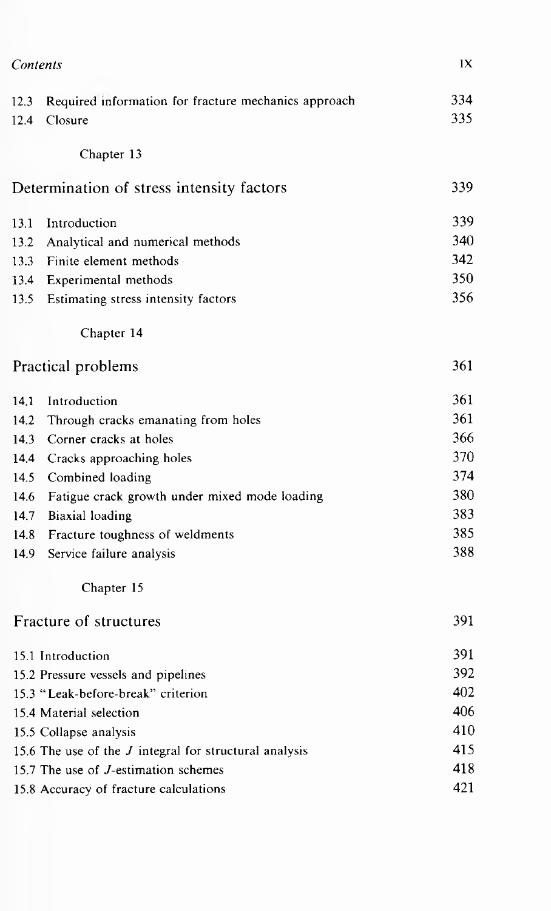| | | |
|---|---|---|
| 12.3 | Required information for fracture mechanics approach | 334 |
| 12.4 | Closure | 335 |

Chapter 13

## Determination of stress intensity factors 339

| | | |
|---|---|---|
| 13.1 | Introduction | 339 |
| 13.2 | Analytical and numerical methods | 340 |
| 13.3 | Finite element methods | 342 |
| 13.4 | Experimental methods | 350 |
| 13.5 | Estimating stress intensity factors | 356 |

Chapter 14

## Practical problems 361

| | | |
|---|---|---|
| 14.1 | Introduction | 361 |
| 14.2 | Through cracks emanating from holes | 361 |
| 14.3 | Corner cracks at holes | 366 |
| 14.4 | Cracks approaching holes | 370 |
| 14.5 | Combined loading | 374 |
| 14.6 | Fatigue crack growth under mixed mode loading | 380 |
| 14.7 | Biaxial loading | 383 |
| 14.8 | Fracture toughness of weldments | 385 |
| 14.9 | Service failure analysis | 388 |

Chapter 15

## Fracture of structures 391

| | |
|---|---|
| 15.1 Introduction | 391 |
| 15.2 Pressure vessels and pipelines | 392 |
| 15.3 "Leak-before-break" criterion | 402 |
| 15.4 Material selection | 406 |
| 15.5 Collapse analysis | 410 |
| 15.6 The use of the $J$ integral for structural analysis | 415 |
| 15.7 The use of $J$-estimation schemes | 418 |
| 15.8 Accuracy of fracture calculations | 421 |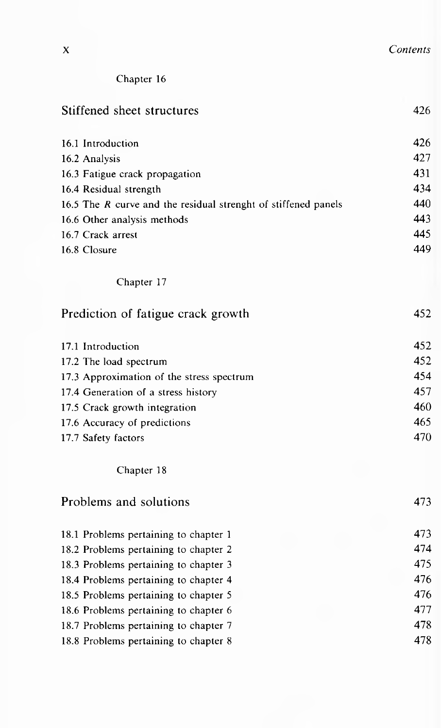Chapter 16

## Stiffened sheet structures 426

16.1 Introduction 426
16.2 Analysis 427
16.3 Fatigue crack propagation 431
16.4 Residual strength 434
16.5 The *R* curve and the residual strenght of stiffened panels 440
16.6 Other analysis methods 443
16.7 Crack arrest 445
16.8 Closure 449

Chapter 17

## Prediction of fatigue crack growth 452

17.1 Introduction 452
17.2 The load spectrum 452
17.3 Approximation of the stress spectrum 454
17.4 Generation of a stress history 457
17.5 Crack growth integration 460
17.6 Accuracy of predictions 465
17.7 Safety factors 470

Chapter 18

## Problems and solutions 473

18.1 Problems pertaining to chapter 1 473
18.2 Problems pertaining to chapter 2 474
18.3 Problems pertaining to chapter 3 475
18.4 Problems pertaining to chapter 4 476
18.5 Problems pertaining to chapter 5 476
18.6 Problems pertaining to chapter 6 477
18.7 Problems pertaining to chapter 7 478
18.8 Problems pertaining to chapter 8 478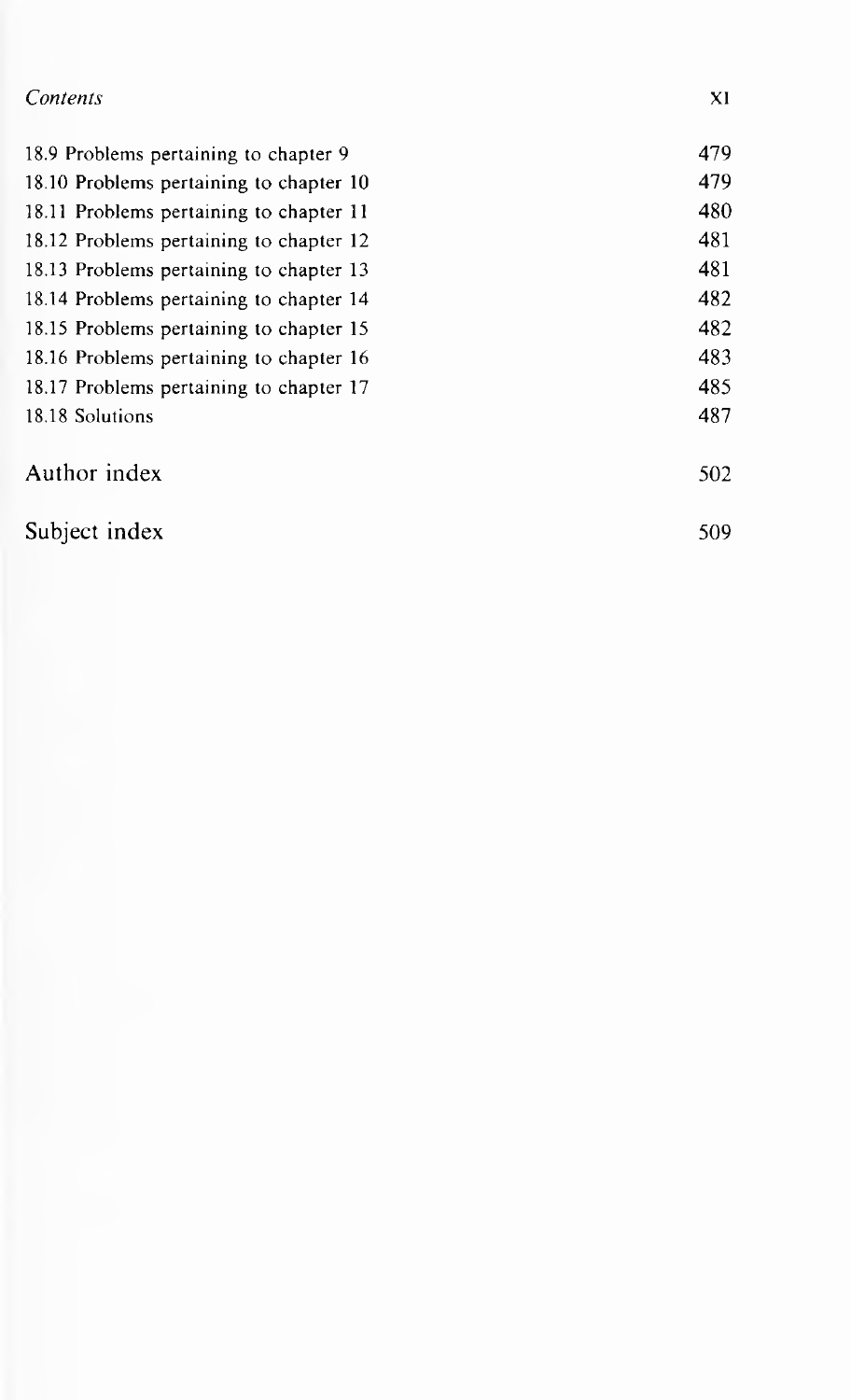| | |
|---|---|
| 18.9 Problems pertaining to chapter 9 | 479 |
| 18.10 Problems pertaining to chapter 10 | 479 |
| 18.11 Problems pertaining to chapter 11 | 480 |
| 18.12 Problems pertaining to chapter 12 | 481 |
| 18.13 Problems pertaining to chapter 13 | 481 |
| 18.14 Problems pertaining to chapter 14 | 482 |
| 18.15 Problems pertaining to chapter 15 | 482 |
| 18.16 Problems pertaining to chapter 16 | 483 |
| 18.17 Problems pertaining to chapter 17 | 485 |
| 18.18 Solutions | 487 |
| Author index | 502 |
| Subject index | 509 |